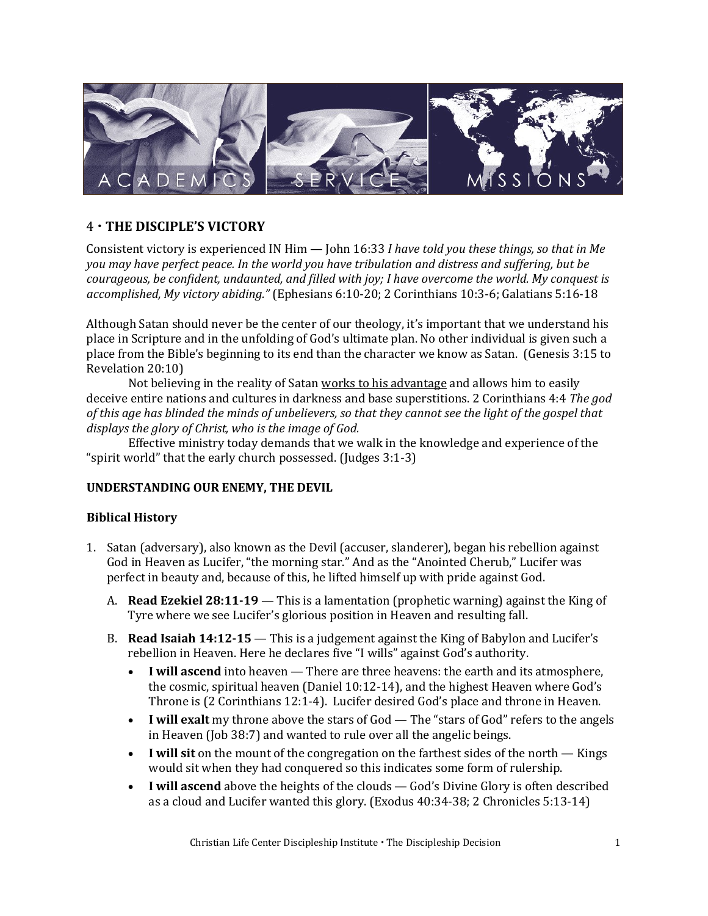## 4 · THE DISCIPLE'S VICTORY

Consistent victory is experienced IN Him — John 16:33 *I have told you these things, so that in Me you may have perfect peace. In the world you have tribulation and distress and suffering, but be courageous, be confident, undaunted, and filled with joy; I have overcome the world. My conquest is accomplished, My victory abiding."* (Ephesians 6:10-20; 2 Corinthians 10:3-6; Galatians 5:16-18

Although Satan should never be the center of our theology, it's important that we understand his place in Scripture and in the unfolding of God's ultimate plan. No other individual is given such a place from the Bible's beginning to its end than the character we know as Satan. (Genesis 3:15 to Revelation 20:10)

Not believing in the reality of Satan <u>works to his advantage</u> and allows him to easily deceive entire nations and cultures in darkness and base superstitions. 2 Corinthians 4:4 *The god of this age has blinded the minds of unbelievers, so that they cannot see the light of the gospel that displays the glory of Christ, who is the image of God.*

Effective ministry today demands that we walk in the knowledge and experience of the "spirit world" that the early church possessed. (Judges 3:1-3)

### UNDERSTANDING OUR ENEMY, THE DEVIL

### Biblical History

1. Satan (adversary), also known as the Devil (accuser, slanderer), began his rebellion against God in Heaven as Lucifer, "the morning star." And as the "Anointed Cherub," Lucifer was perfect in beauty and, because of this, he lifted himself up with pride against God.
   - A. **Read Ezekiel 28:11-19** — This is a lamentation (prophetic warning) against the King of Tyre where we see Lucifer's glorious position in Heaven and resulting fall.
   - B. **Read Isaiah 14:12-15** — This is a judgement against the King of Babylon and Lucifer's rebellion in Heaven. Here he declares five "I wills" against God's authority.
     - **I will ascend** into heaven — There are three heavens: the earth and its atmosphere, the cosmic, spiritual heaven (Daniel 10:12-14), and the highest Heaven where God's Throne is (2 Corinthians 12:1-4). Lucifer desired God's place and throne in Heaven.
     - **I will exalt** my throne above the stars of God — The "stars of God" refers to the angels in Heaven (Job 38:7) and wanted to rule over all the angelic beings.
     - **I will sit** on the mount of the congregation on the farthest sides of the north — Kings would sit when they had conquered so this indicates some form of rulership.
     - **I will ascend** above the heights of the clouds — God's Divine Glory is often described as a cloud and Lucifer wanted this glory. (Exodus 40:34-38; 2 Chronicles 5:13-14)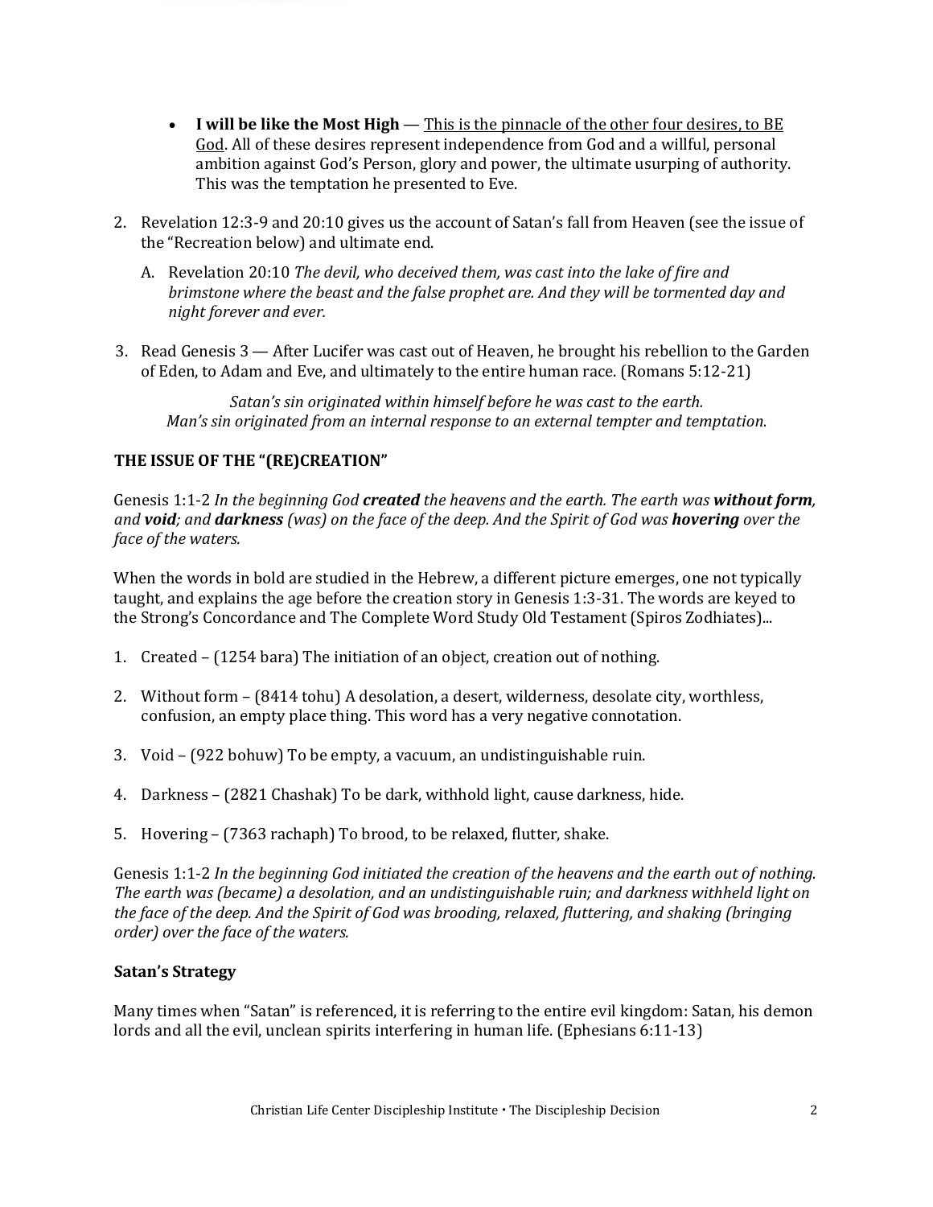- **I will be like the Most High** — <u>This is the pinnacle of the other four desires, to BE God</u>. All of these desires represent independence from God and a willful, personal ambition against God's Person, glory and power, the ultimate usurping of authority. This was the temptation he presented to Eve.

2. Revelation 12:3-9 and 20:10 gives us the account of Satan's fall from Heaven (see the issue of the "Recreation below) and ultimate end.

   A. Revelation 20:10 *The devil, who deceived them, was cast into the lake of fire and brimstone where the beast and the false prophet are. And they will be tormented day and night forever and ever.*

3. Read Genesis 3 — After Lucifer was cast out of Heaven, he brought his rebellion to the Garden of Eden, to Adam and Eve, and ultimately to the entire human race. (Romans 5:12-21)

*Satan's sin originated within himself before he was cast to the earth.*
*Man's sin originated from an internal response to an external tempter and temptation.*

**THE ISSUE OF THE "(RE)CREATION"**

Genesis 1:1-2 *In the beginning God **created** the heavens and the earth. The earth was **without form**, and **void**; and **darkness** (was) on the face of the deep. And the Spirit of God was **hovering** over the face of the waters.*

When the words in bold are studied in the Hebrew, a different picture emerges, one not typically taught, and explains the age before the creation story in Genesis 1:3-31. The words are keyed to the Strong's Concordance and The Complete Word Study Old Testament (Spiros Zodhiates)...

1. Created – (1254 bara) The initiation of an object, creation out of nothing.

2. Without form – (8414 tohu) A desolation, a desert, wilderness, desolate city, worthless, confusion, an empty place thing. This word has a very negative connotation.

3. Void – (922 bohuw) To be empty, a vacuum, an undistinguishable ruin.

4. Darkness – (2821 Chashak) To be dark, withhold light, cause darkness, hide.

5. Hovering – (7363 rachaph) To brood, to be relaxed, flutter, shake.

Genesis 1:1-2 *In the beginning God initiated the creation of the heavens and the earth out of nothing. The earth was (became) a desolation, and an undistinguishable ruin; and darkness withheld light on the face of the deep. And the Spirit of God was brooding, relaxed, fluttering, and shaking (bringing order) over the face of the waters.*

**Satan's Strategy**

Many times when "Satan" is referenced, it is referring to the entire evil kingdom: Satan, his demon lords and all the evil, unclean spirits interfering in human life. (Ephesians 6:11-13)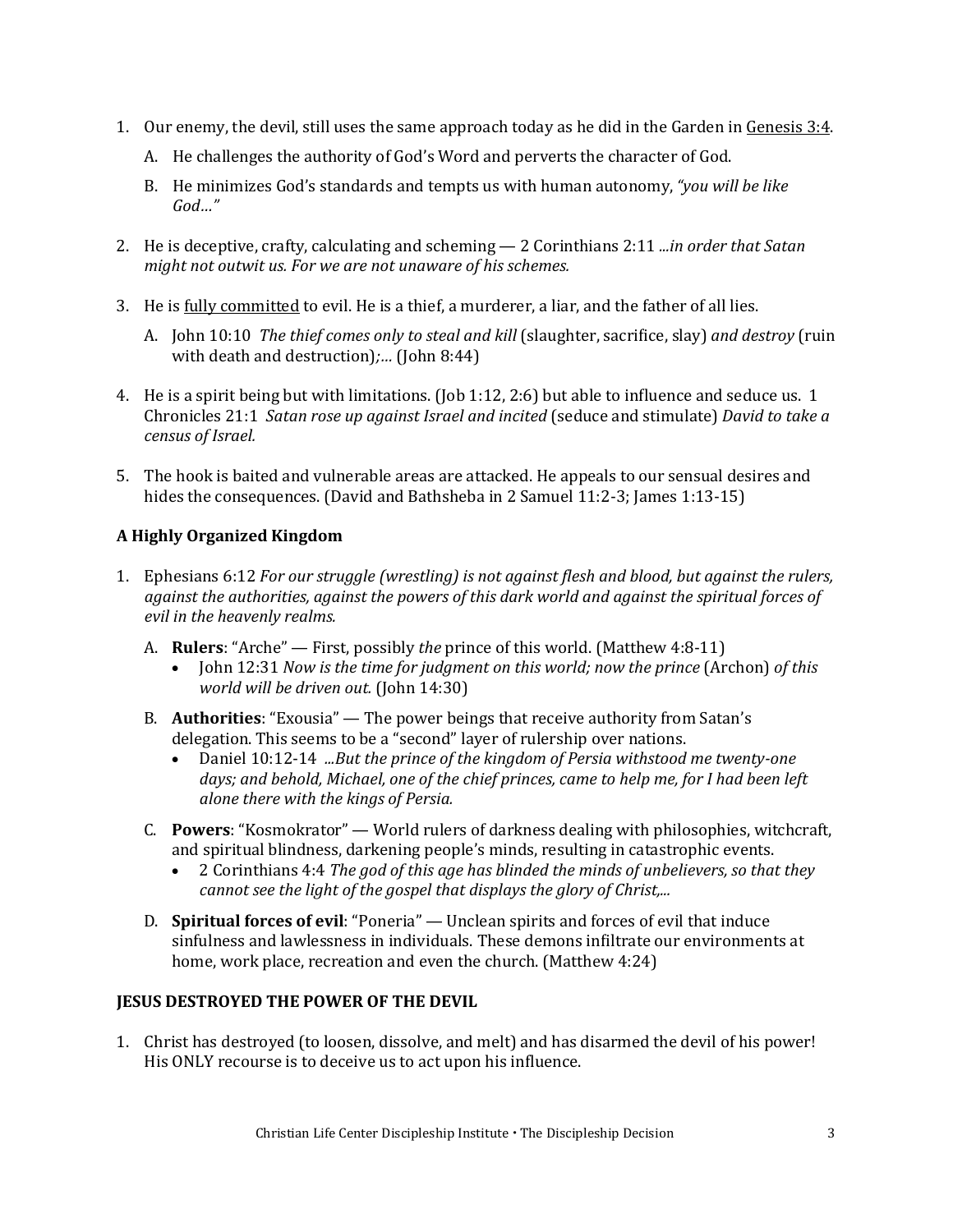1. Our enemy, the devil, still uses the same approach today as he did in the Garden in <u>Genesis 3:4</u>.

   A. He challenges the authority of God's Word and perverts the character of God.

   B. He minimizes God's standards and tempts us with human autonomy, *"you will be like God…"*

2. He is deceptive, crafty, calculating and scheming — 2 Corinthians 2:11 *...in order that Satan might not outwit us. For we are not unaware of his schemes.*

3. He is <u>fully committed</u> to evil. He is a thief, a murderer, a liar, and the father of all lies.

   A. John 10:10 *The thief comes only to steal and kill* (slaughter, sacrifice, slay) *and destroy* (ruin with death and destruction)*;…* (John 8:44)

4. He is a spirit being but with limitations. (Job 1:12, 2:6) but able to influence and seduce us. 1 Chronicles 21:1 *Satan rose up against Israel and incited* (seduce and stimulate) *David to take a census of Israel.*

5. The hook is baited and vulnerable areas are attacked. He appeals to our sensual desires and hides the consequences. (David and Bathsheba in 2 Samuel 11:2-3; James 1:13-15)

**A Highly Organized Kingdom**

1. Ephesians 6:12 *For our struggle (wrestling) is not against flesh and blood, but against the rulers, against the authorities, against the powers of this dark world and against the spiritual forces of evil in the heavenly realms.*

   A. **Rulers**: "Arche" — First, possibly *the* prince of this world. (Matthew 4:8-11)
      - John 12:31 *Now is the time for judgment on this world; now the prince* (Archon) *of this world will be driven out.* (John 14:30)

   B. **Authorities**: "Exousia" — The power beings that receive authority from Satan's delegation. This seems to be a "second" layer of rulership over nations.
      - Daniel 10:12-14 *...But the prince of the kingdom of Persia withstood me twenty-one days; and behold, Michael, one of the chief princes, came to help me, for I had been left alone there with the kings of Persia.*

   C. **Powers**: "Kosmokrator" — World rulers of darkness dealing with philosophies, witchcraft, and spiritual blindness, darkening people's minds, resulting in catastrophic events.
      - 2 Corinthians 4:4 *The god of this age has blinded the minds of unbelievers, so that they cannot see the light of the gospel that displays the glory of Christ,...*

   D. **Spiritual forces of evil**: "Poneria" — Unclean spirits and forces of evil that induce sinfulness and lawlessness in individuals. These demons infiltrate our environments at home, work place, recreation and even the church. (Matthew 4:24)

**JESUS DESTROYED THE POWER OF THE DEVIL**

1. Christ has destroyed (to loosen, dissolve, and melt) and has disarmed the devil of his power! His ONLY recourse is to deceive us to act upon his influence.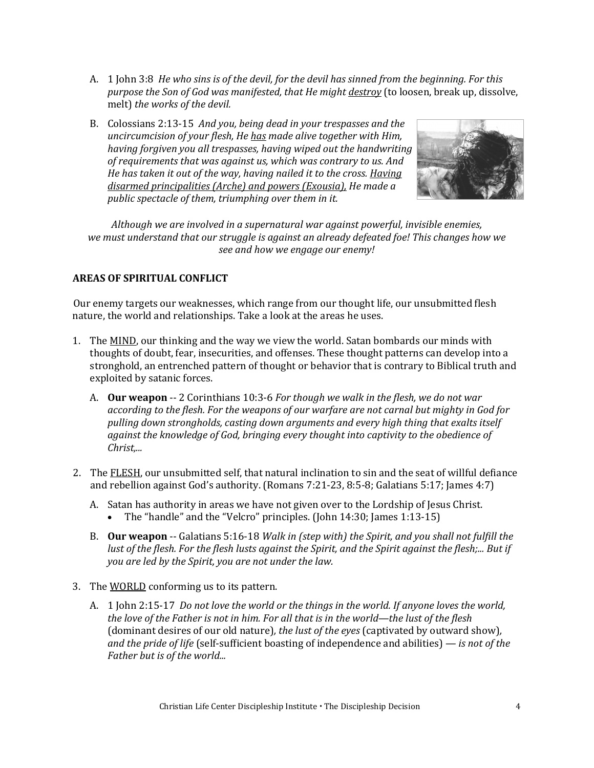A. 1 John 3:8 *He who sins is of the devil, for the devil has sinned from the beginning. For this purpose the Son of God was manifested, that He might* <u>*destroy*</u> (to loosen, break up, dissolve, melt) *the works of the devil.*

B. Colossians 2:13-15 *And you, being dead in your trespasses and the uncircumcision of your flesh, He* <u>*has*</u> *made alive together with Him, having forgiven you all trespasses, having wiped out the handwriting of requirements that was against us, which was contrary to us. And He has taken it out of the way, having nailed it to the cross.* <u>*Having disarmed principalities (Arche) and powers (Exousia),*</u> *He made a public spectacle of them, triumphing over them in it.*

*Although we are involved in a supernatural war against powerful, invisible enemies, we must understand that our struggle is against an already defeated foe! This changes how we see and how we engage our enemy!*

## AREAS OF SPIRITUAL CONFLICT

Our enemy targets our weaknesses, which range from our thought life, our unsubmitted flesh nature, the world and relationships. Take a look at the areas he uses.

1. The <u>MIND</u>, our thinking and the way we view the world. Satan bombards our minds with thoughts of doubt, fear, insecurities, and offenses. These thought patterns can develop into a stronghold, an entrenched pattern of thought or behavior that is contrary to Biblical truth and exploited by satanic forces.

   A. **Our weapon** -- 2 Corinthians 10:3-6 *For though we walk in the flesh, we do not war according to the flesh. For the weapons of our warfare are not carnal but mighty in God for pulling down strongholds, casting down arguments and every high thing that exalts itself against the knowledge of God, bringing every thought into captivity to the obedience of Christ,...*

2. The <u>FLESH</u>, our unsubmitted self, that natural inclination to sin and the seat of willful defiance and rebellion against God's authority. (Romans 7:21-23, 8:5-8; Galatians 5:17; James 4:7)

   A. Satan has authority in areas we have not given over to the Lordship of Jesus Christ.
      - The "handle" and the "Velcro" principles. (John 14:30; James 1:13-15)

   B. **Our weapon** -- Galatians 5:16-18 *Walk in (step with) the Spirit, and you shall not fulfill the lust of the flesh. For the flesh lusts against the Spirit, and the Spirit against the flesh;... But if you are led by the Spirit, you are not under the law.*

3. The <u>WORLD</u> conforming us to its pattern.

   A. 1 John 2:15-17 *Do not love the world or the things in the world. If anyone loves the world, the love of the Father is not in him. For all that is in the world—the lust of the flesh* (dominant desires of our old nature)*, the lust of the eyes* (captivated by outward show)*, and the pride of life* (self-sufficient boasting of independence and abilities) *— is not of the Father but is of the world...*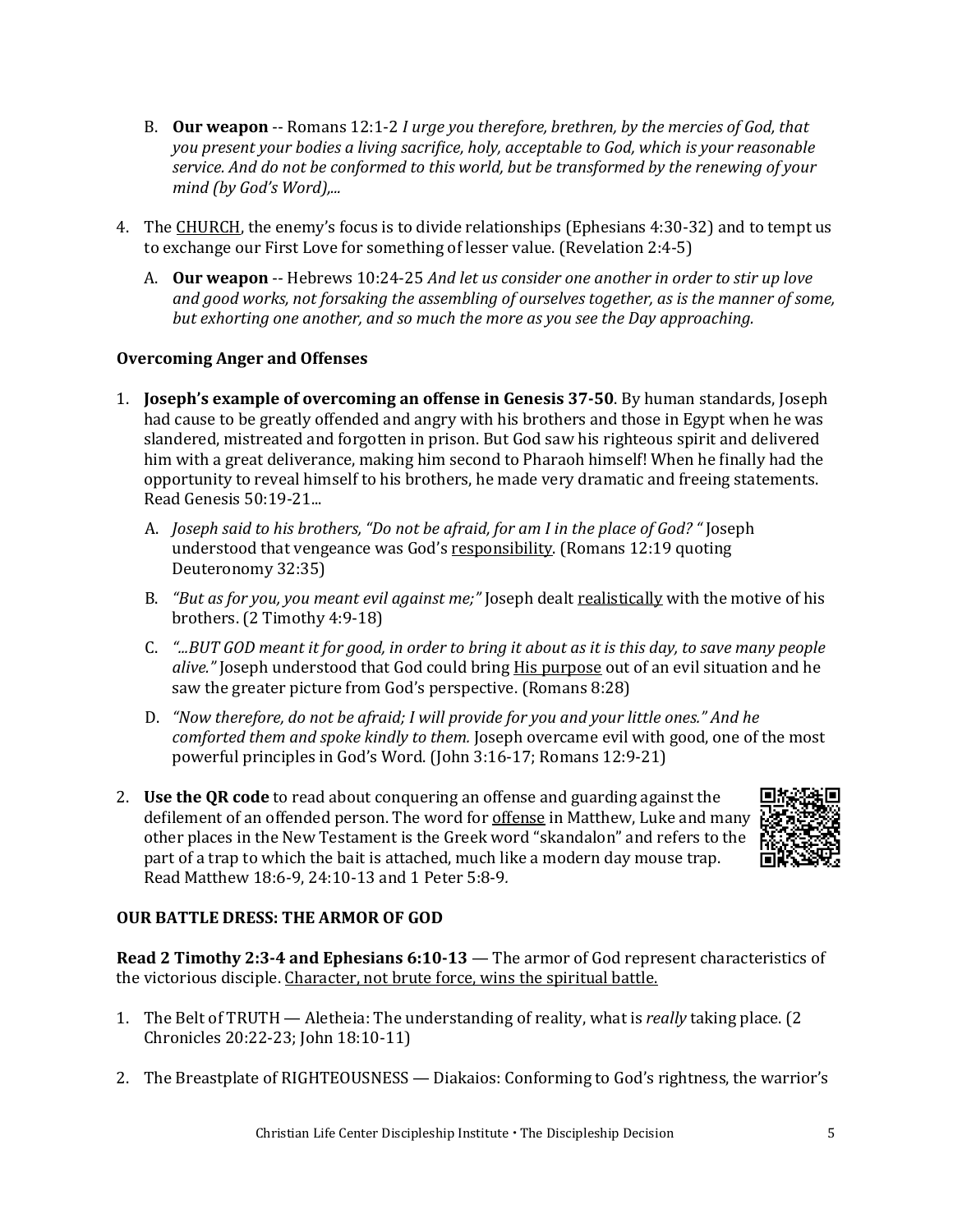B. **Our weapon** -- Romans 12:1-2 *I urge you therefore, brethren, by the mercies of God, that you present your bodies a living sacrifice, holy, acceptable to God, which is your reasonable service. And do not be conformed to this world, but be transformed by the renewing of your mind (by God's Word),...*

4. The CHURCH, the enemy's focus is to divide relationships (Ephesians 4:30-32) and to tempt us to exchange our First Love for something of lesser value. (Revelation 2:4-5)

   A. **Our weapon** -- Hebrews 10:24-25 *And let us consider one another in order to stir up love and good works, not forsaking the assembling of ourselves together, as is the manner of some, but exhorting one another, and so much the more as you see the Day approaching.*

**Overcoming Anger and Offenses**

1. **Joseph's example of overcoming an offense in Genesis 37-50**. By human standards, Joseph had cause to be greatly offended and angry with his brothers and those in Egypt when he was slandered, mistreated and forgotten in prison. But God saw his righteous spirit and delivered him with a great deliverance, making him second to Pharaoh himself! When he finally had the opportunity to reveal himself to his brothers, he made very dramatic and freeing statements. Read Genesis 50:19-21...

   A. *Joseph said to his brothers, "Do not be afraid, for am I in the place of God? "* Joseph understood that vengeance was God's responsibility. (Romans 12:19 quoting Deuteronomy 32:35)

   B. *"But as for you, you meant evil against me;"* Joseph dealt realistically with the motive of his brothers. (2 Timothy 4:9-18)

   C. *"...BUT GOD meant it for good, in order to bring it about as it is this day, to save many people alive."* Joseph understood that God could bring His purpose out of an evil situation and he saw the greater picture from God's perspective. (Romans 8:28)

   D. *"Now therefore, do not be afraid; I will provide for you and your little ones." And he comforted them and spoke kindly to them.* Joseph overcame evil with good, one of the most powerful principles in God's Word. (John 3:16-17; Romans 12:9-21)

2. **Use the QR code** to read about conquering an offense and guarding against the defilement of an offended person. The word for offense in Matthew, Luke and many other places in the New Testament is the Greek word "skandalon" and refers to the part of a trap to which the bait is attached, much like a modern day mouse trap. Read Matthew 18:6-9, 24:10-13 and 1 Peter 5:8-9.

**OUR BATTLE DRESS: THE ARMOR OF GOD**

**Read 2 Timothy 2:3-4 and Ephesians 6:10-13** — The armor of God represent characteristics of the victorious disciple. Character, not brute force, wins the spiritual battle.

1. The Belt of TRUTH — Aletheia: The understanding of reality, what is *really* taking place. (2 Chronicles 20:22-23; John 18:10-11)

2. The Breastplate of RIGHTEOUSNESS — Diakaios: Conforming to God's rightness, the warrior's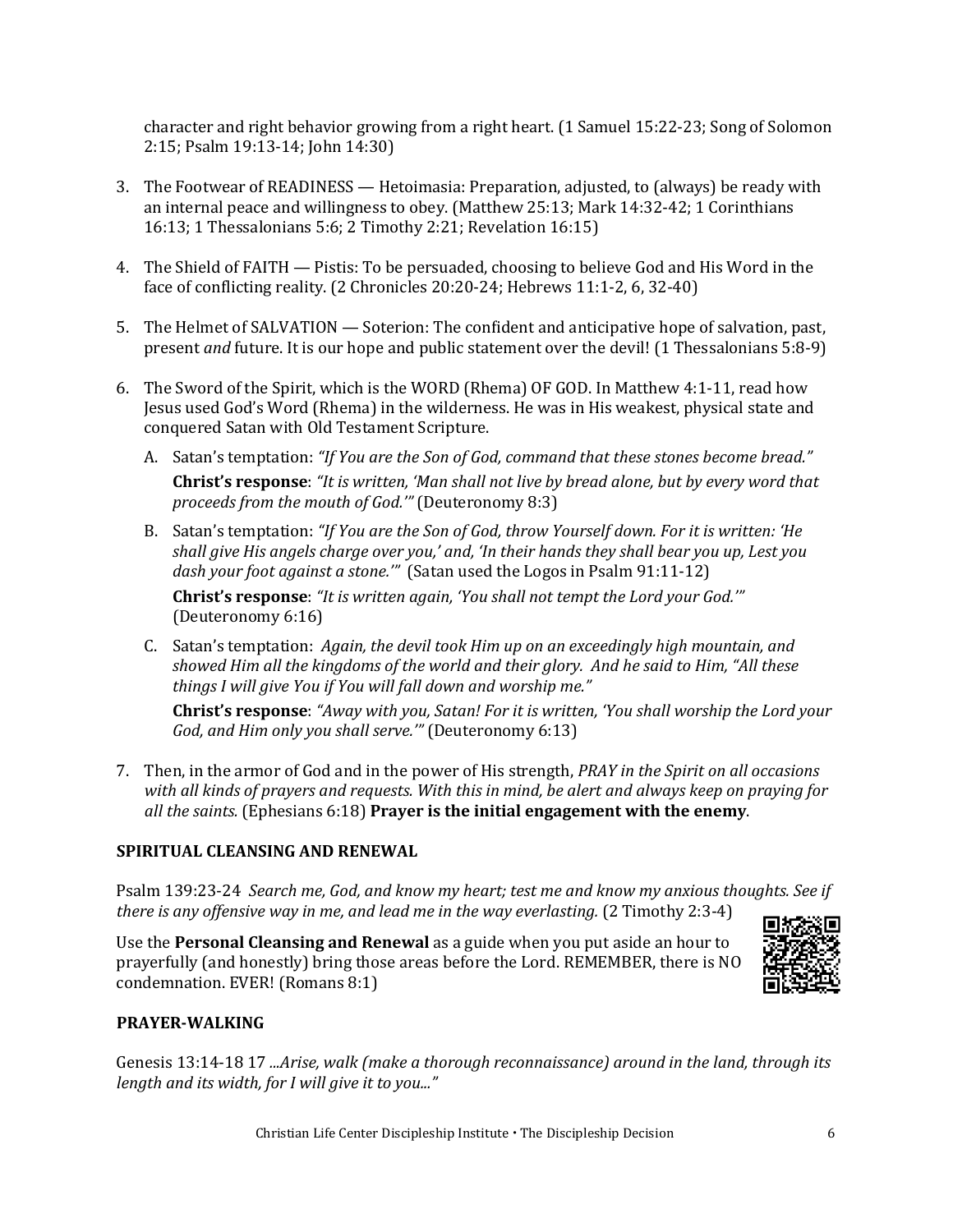character and right behavior growing from a right heart. (1 Samuel 15:22-23; Song of Solomon 2:15; Psalm 19:13-14; John 14:30)

3. The Footwear of READINESS — Hetoimasia: Preparation, adjusted, to (always) be ready with an internal peace and willingness to obey. (Matthew 25:13; Mark 14:32-42; 1 Corinthians 16:13; 1 Thessalonians 5:6; 2 Timothy 2:21; Revelation 16:15)

4. The Shield of FAITH — Pistis: To be persuaded, choosing to believe God and His Word in the face of conflicting reality. (2 Chronicles 20:20-24; Hebrews 11:1-2, 6, 32-40)

5. The Helmet of SALVATION — Soterion: The confident and anticipative hope of salvation, past, present *and* future. It is our hope and public statement over the devil! (1 Thessalonians 5:8-9)

6. The Sword of the Spirit, which is the WORD (Rhema) OF GOD. In Matthew 4:1-11, read how Jesus used God's Word (Rhema) in the wilderness. He was in His weakest, physical state and conquered Satan with Old Testament Scripture.

   A. Satan's temptation: *"If You are the Son of God, command that these stones become bread."*

      **Christ's response**: *"It is written, 'Man shall not live by bread alone, but by every word that proceeds from the mouth of God.'"* (Deuteronomy 8:3)

   B. Satan's temptation: *"If You are the Son of God, throw Yourself down. For it is written: 'He shall give His angels charge over you,' and, 'In their hands they shall bear you up, Lest you dash your foot against a stone.'"* (Satan used the Logos in Psalm 91:11-12)

      **Christ's response**: *"It is written again, 'You shall not tempt the Lord your God.'"* (Deuteronomy 6:16)

   C. Satan's temptation: *Again, the devil took Him up on an exceedingly high mountain, and showed Him all the kingdoms of the world and their glory. And he said to Him, "All these things I will give You if You will fall down and worship me."*

      **Christ's response**: *"Away with you, Satan! For it is written, 'You shall worship the Lord your God, and Him only you shall serve.'"* (Deuteronomy 6:13)

7. Then, in the armor of God and in the power of His strength, *PRAY in the Spirit on all occasions with all kinds of prayers and requests. With this in mind, be alert and always keep on praying for all the saints.* (Ephesians 6:18) **Prayer is the initial engagement with the enemy**.

### SPIRITUAL CLEANSING AND RENEWAL

Psalm 139:23-24 *Search me, God, and know my heart; test me and know my anxious thoughts. See if there is any offensive way in me, and lead me in the way everlasting.* (2 Timothy 2:3-4)

Use the **Personal Cleansing and Renewal** as a guide when you put aside an hour to prayerfully (and honestly) bring those areas before the Lord. REMEMBER, there is NO condemnation. EVER! (Romans 8:1)

### PRAYER-WALKING

Genesis 13:14-18 17 *...Arise, walk (make a thorough reconnaissance) around in the land, through its length and its width, for I will give it to you..."*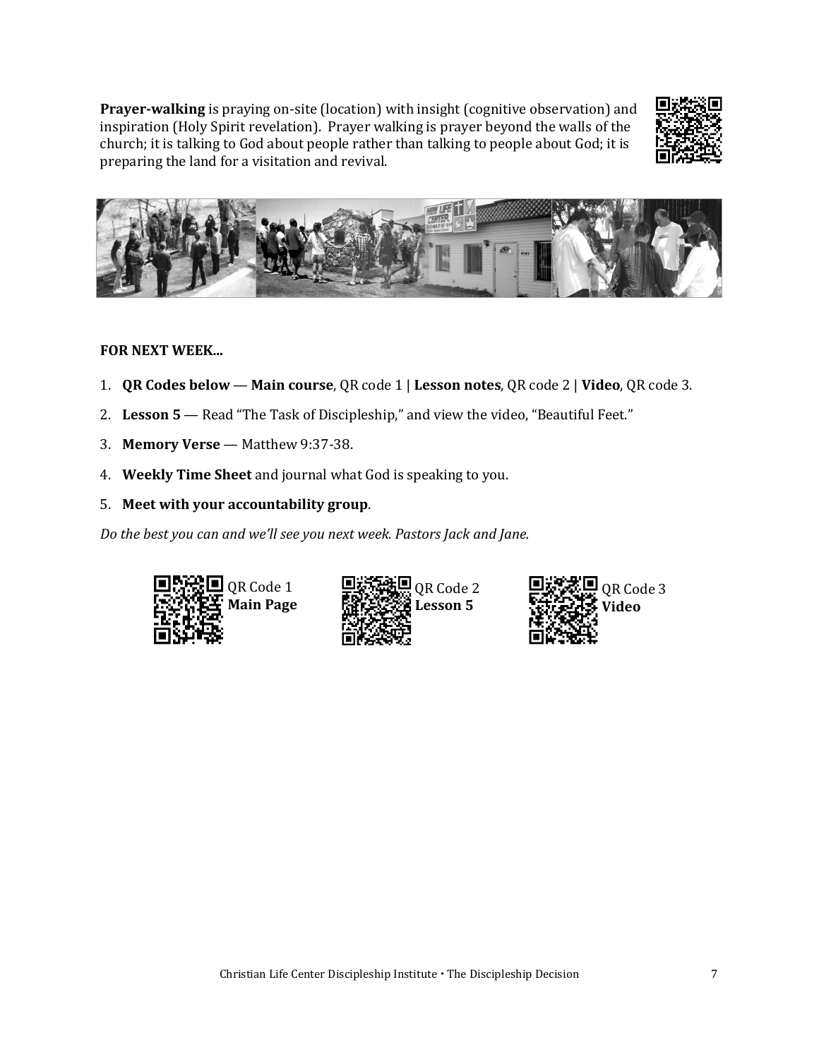**Prayer-walking** is praying on-site (location) with insight (cognitive observation) and inspiration (Holy Spirit revelation). Prayer walking is prayer beyond the walls of the church; it is talking to God about people rather than talking to people about God; it is preparing the land for a visitation and revival.

**FOR NEXT WEEK...**

1. **QR Codes below** — **Main course**, QR code 1 | **Lesson notes**, QR code 2 | **Video**, QR code 3.
2. **Lesson 5** — Read "The Task of Discipleship," and view the video, "Beautiful Feet."
3. **Memory Verse** — Matthew 9:37-38.
4. **Weekly Time Sheet** and journal what God is speaking to you.
5. **Meet with your accountability group**.

*Do the best you can and we'll see you next week. Pastors Jack and Jane.*

QR Code 1 **Main Page**

QR Code 2 **Lesson 5**

QR Code 3 **Video**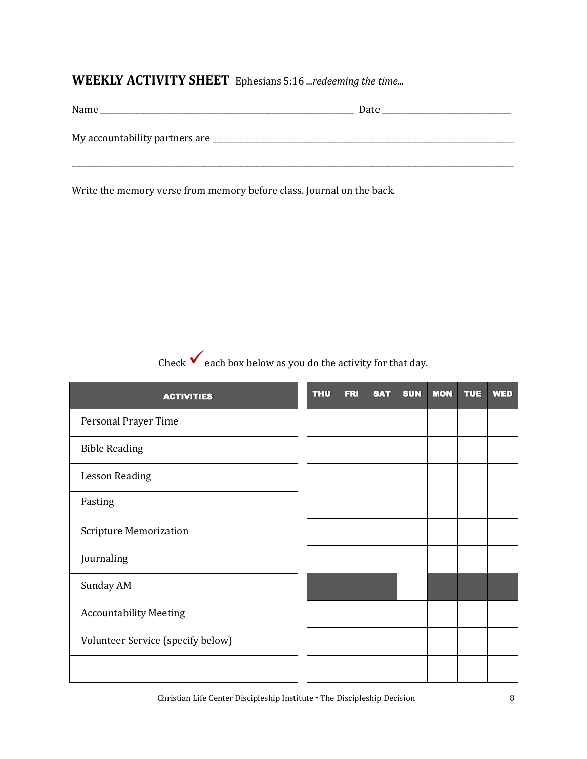## WEEKLY ACTIVITY SHEET Ephesians 5:16 *...redeeming the time...*

Name ______________________________ Date ____________________

My accountability partners are ________________________________________________

________________________________________________________________________

Write the memory verse from memory before class. Journal on the back.

Check ✓ each box below as you do the activity for that day.

| ACTIVITIES | THU | FRI | SAT | SUN | MON | TUE | WED |
|---|---|---|---|---|---|---|---|
| Personal Prayer Time | | | | | | | |
| Bible Reading | | | | | | | |
| Lesson Reading | | | | | | | |
| Fasting | | | | | | | |
| Scripture Memorization | | | | | | | |
| Journaling | | | | | | | |
| Sunday AM | | | | | | | |
| Accountability Meeting | | | | | | | |
| Volunteer Service (specify below) | | | | | | | |
| | | | | | | | |

Christian Life Center Discipleship Institute • The Discipleship Decision